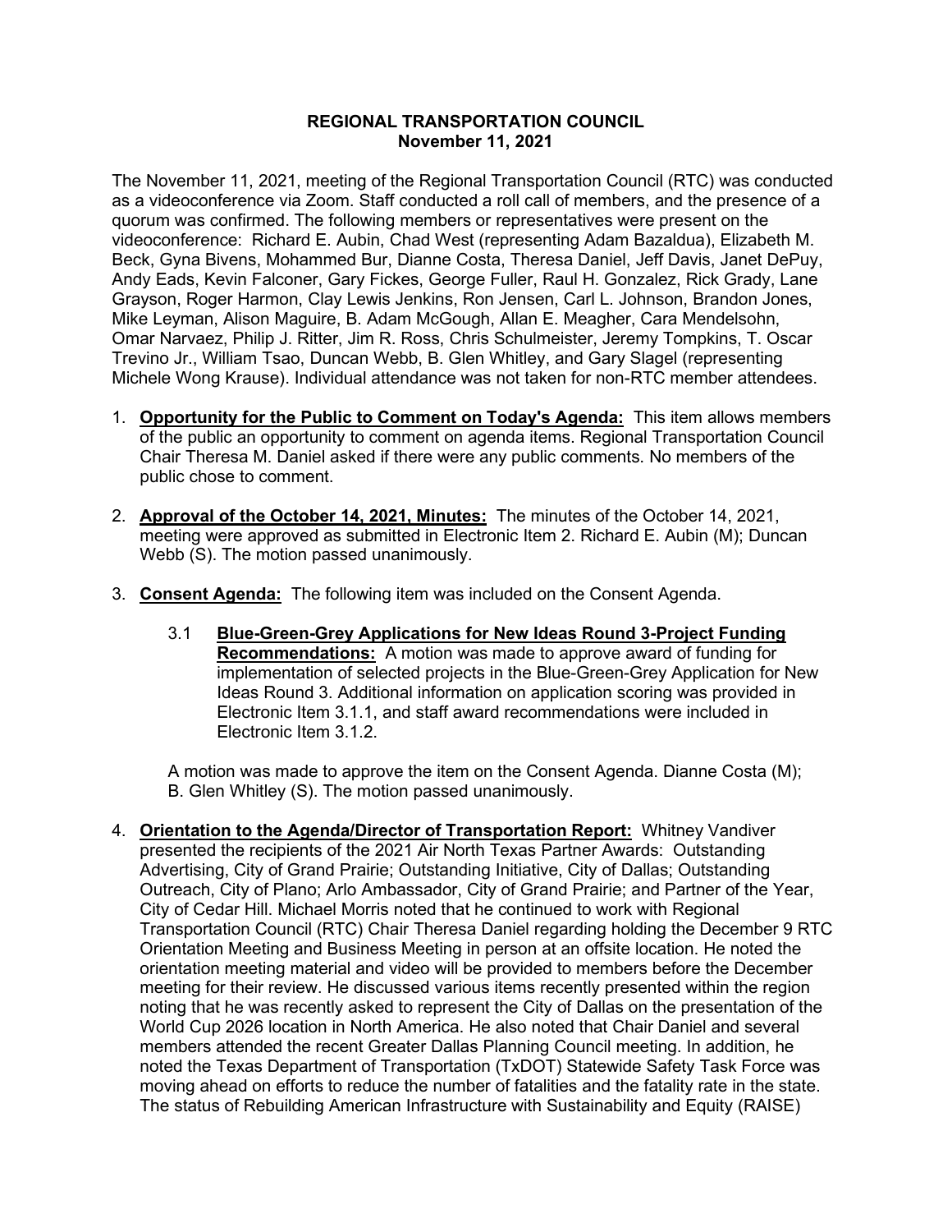# REGIONAL TRANSPORTATION COUNCIL
## November 11, 2021

The November 11, 2021, meeting of the Regional Transportation Council (RTC) was conducted as a videoconference via Zoom. Staff conducted a roll call of members, and the presence of a quorum was confirmed. The following members or representatives were present on the videoconference: Richard E. Aubin, Chad West (representing Adam Bazaldua), Elizabeth M. Beck, Gyna Bivens, Mohammed Bur, Dianne Costa, Theresa Daniel, Jeff Davis, Janet DePuy, Andy Eads, Kevin Falconer, Gary Fickes, George Fuller, Raul H. Gonzalez, Rick Grady, Lane Grayson, Roger Harmon, Clay Lewis Jenkins, Ron Jensen, Carl L. Johnson, Brandon Jones, Mike Leyman, Alison Maguire, B. Adam McGough, Allan E. Meagher, Cara Mendelsohn, Omar Narvaez, Philip J. Ritter, Jim R. Ross, Chris Schulmeister, Jeremy Tompkins, T. Oscar Trevino Jr., William Tsao, Duncan Webb, B. Glen Whitley, and Gary Slagel (representing Michele Wong Krause). Individual attendance was not taken for non-RTC member attendees.

1. **Opportunity for the Public to Comment on Today's Agenda:** This item allows members of the public an opportunity to comment on agenda items. Regional Transportation Council Chair Theresa M. Daniel asked if there were any public comments. No members of the public chose to comment.

2. **Approval of the October 14, 2021, Minutes:** The minutes of the October 14, 2021, meeting were approved as submitted in Electronic Item 2. Richard E. Aubin (M); Duncan Webb (S). The motion passed unanimously.

3. **Consent Agenda:** The following item was included on the Consent Agenda.

   3.1 **Blue-Green-Grey Applications for New Ideas Round 3-Project Funding Recommendations:** A motion was made to approve award of funding for implementation of selected projects in the Blue-Green-Grey Application for New Ideas Round 3. Additional information on application scoring was provided in Electronic Item 3.1.1, and staff award recommendations were included in Electronic Item 3.1.2.

   A motion was made to approve the item on the Consent Agenda. Dianne Costa (M); B. Glen Whitley (S). The motion passed unanimously.

4. **Orientation to the Agenda/Director of Transportation Report:** Whitney Vandiver presented the recipients of the 2021 Air North Texas Partner Awards: Outstanding Advertising, City of Grand Prairie; Outstanding Initiative, City of Dallas; Outstanding Outreach, City of Plano; Arlo Ambassador, City of Grand Prairie; and Partner of the Year, City of Cedar Hill. Michael Morris noted that he continued to work with Regional Transportation Council (RTC) Chair Theresa Daniel regarding holding the December 9 RTC Orientation Meeting and Business Meeting in person at an offsite location. He noted the orientation meeting material and video will be provided to members before the December meeting for their review. He discussed various items recently presented within the region noting that he was recently asked to represent the City of Dallas on the presentation of the World Cup 2026 location in North America. He also noted that Chair Daniel and several members attended the recent Greater Dallas Planning Council meeting. In addition, he noted the Texas Department of Transportation (TxDOT) Statewide Safety Task Force was moving ahead on efforts to reduce the number of fatalities and the fatality rate in the state. The status of Rebuilding American Infrastructure with Sustainability and Equity (RAISE)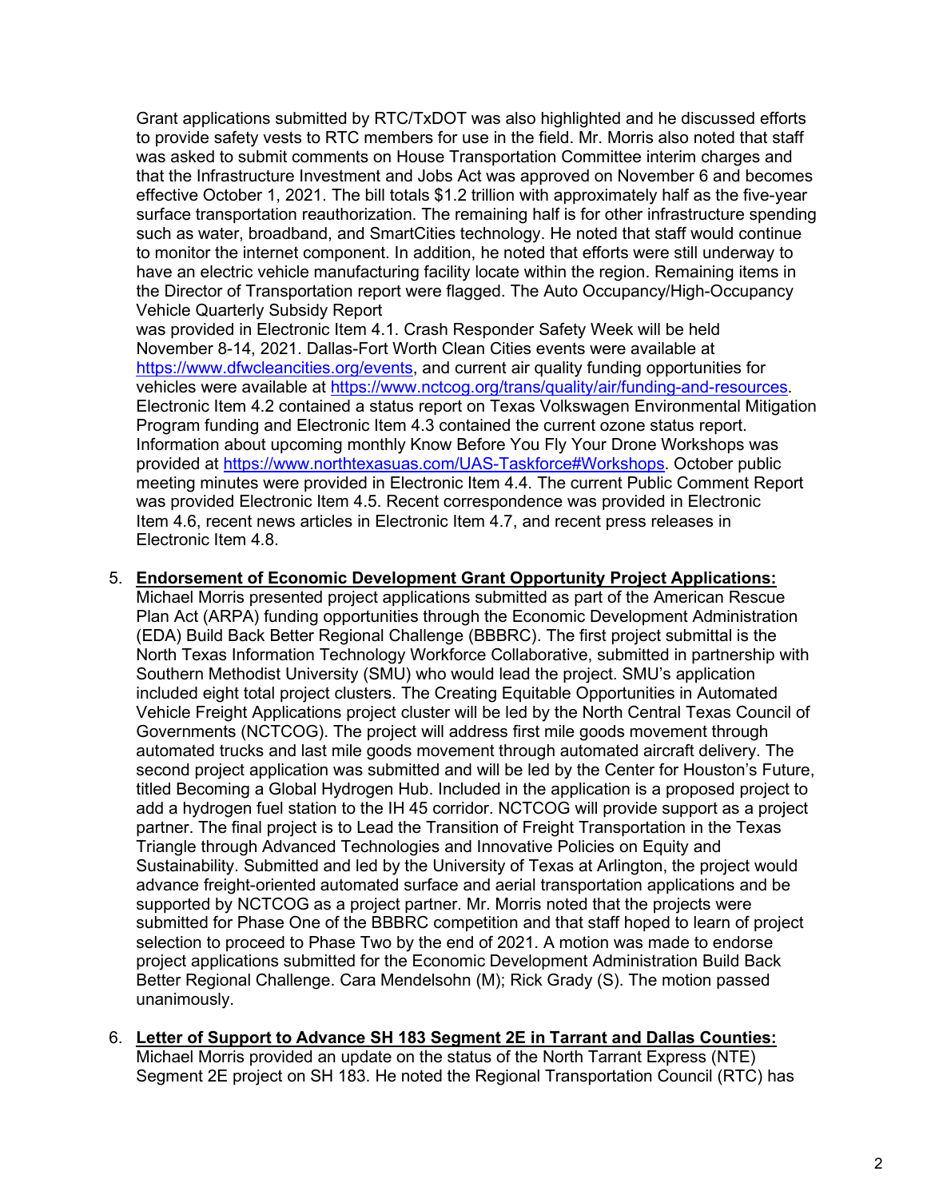Grant applications submitted by RTC/TxDOT was also highlighted and he discussed efforts to provide safety vests to RTC members for use in the field. Mr. Morris also noted that staff was asked to submit comments on House Transportation Committee interim charges and that the Infrastructure Investment and Jobs Act was approved on November 6 and becomes effective October 1, 2021. The bill totals $1.2 trillion with approximately half as the five-year surface transportation reauthorization. The remaining half is for other infrastructure spending such as water, broadband, and SmartCities technology. He noted that staff would continue to monitor the internet component. In addition, he noted that efforts were still underway to have an electric vehicle manufacturing facility locate within the region. Remaining items in the Director of Transportation report were flagged. The Auto Occupancy/High-Occupancy Vehicle Quarterly Subsidy Report
was provided in Electronic Item 4.1. Crash Responder Safety Week will be held November 8-14, 2021. Dallas-Fort Worth Clean Cities events were available at https://www.dfwcleancities.org/events, and current air quality funding opportunities for vehicles were available at https://www.nctcog.org/trans/quality/air/funding-and-resources. Electronic Item 4.2 contained a status report on Texas Volkswagen Environmental Mitigation Program funding and Electronic Item 4.3 contained the current ozone status report. Information about upcoming monthly Know Before You Fly Your Drone Workshops was provided at https://www.northtexasuas.com/UAS-Taskforce#Workshops. October public meeting minutes were provided in Electronic Item 4.4. The current Public Comment Report was provided Electronic Item 4.5. Recent correspondence was provided in Electronic Item 4.6, recent news articles in Electronic Item 4.7, and recent press releases in Electronic Item 4.8.

5. **Endorsement of Economic Development Grant Opportunity Project Applications:** Michael Morris presented project applications submitted as part of the American Rescue Plan Act (ARPA) funding opportunities through the Economic Development Administration (EDA) Build Back Better Regional Challenge (BBBRC). The first project submittal is the North Texas Information Technology Workforce Collaborative, submitted in partnership with Southern Methodist University (SMU) who would lead the project. SMU's application included eight total project clusters. The Creating Equitable Opportunities in Automated Vehicle Freight Applications project cluster will be led by the North Central Texas Council of Governments (NCTCOG). The project will address first mile goods movement through automated trucks and last mile goods movement through automated aircraft delivery. The second project application was submitted and will be led by the Center for Houston's Future, titled Becoming a Global Hydrogen Hub. Included in the application is a proposed project to add a hydrogen fuel station to the IH 45 corridor. NCTCOG will provide support as a project partner. The final project is to Lead the Transition of Freight Transportation in the Texas Triangle through Advanced Technologies and Innovative Policies on Equity and Sustainability. Submitted and led by the University of Texas at Arlington, the project would advance freight-oriented automated surface and aerial transportation applications and be supported by NCTCOG as a project partner. Mr. Morris noted that the projects were submitted for Phase One of the BBBRC competition and that staff hoped to learn of project selection to proceed to Phase Two by the end of 2021. A motion was made to endorse project applications submitted for the Economic Development Administration Build Back Better Regional Challenge. Cara Mendelsohn (M); Rick Grady (S). The motion passed unanimously.

6. **Letter of Support to Advance SH 183 Segment 2E in Tarrant and Dallas Counties:** Michael Morris provided an update on the status of the North Tarrant Express (NTE) Segment 2E project on SH 183. He noted the Regional Transportation Council (RTC) has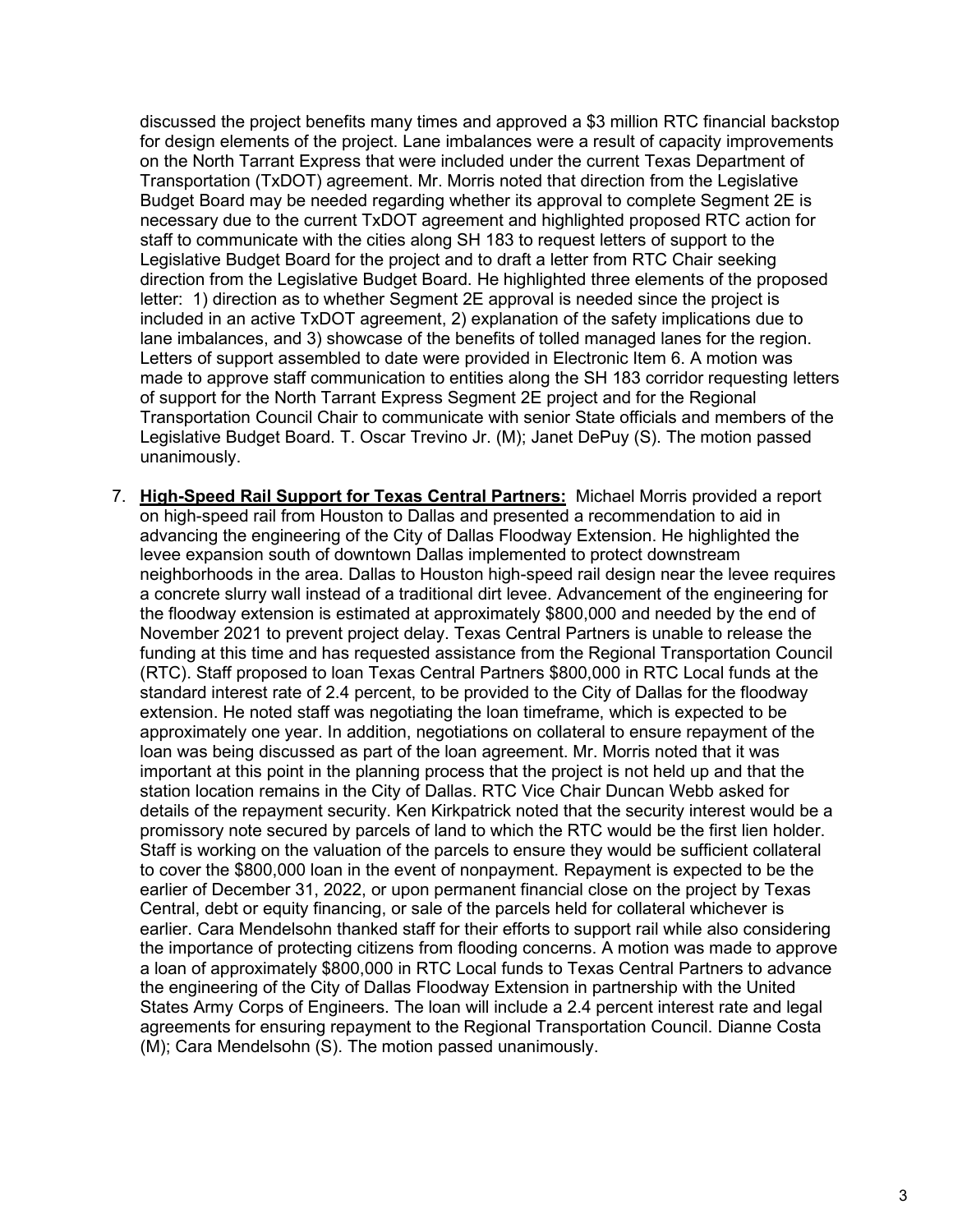discussed the project benefits many times and approved a $3 million RTC financial backstop for design elements of the project. Lane imbalances were a result of capacity improvements on the North Tarrant Express that were included under the current Texas Department of Transportation (TxDOT) agreement. Mr. Morris noted that direction from the Legislative Budget Board may be needed regarding whether its approval to complete Segment 2E is necessary due to the current TxDOT agreement and highlighted proposed RTC action for staff to communicate with the cities along SH 183 to request letters of support to the Legislative Budget Board for the project and to draft a letter from RTC Chair seeking direction from the Legislative Budget Board. He highlighted three elements of the proposed letter: 1) direction as to whether Segment 2E approval is needed since the project is included in an active TxDOT agreement, 2) explanation of the safety implications due to lane imbalances, and 3) showcase of the benefits of tolled managed lanes for the region. Letters of support assembled to date were provided in Electronic Item 6. A motion was made to approve staff communication to entities along the SH 183 corridor requesting letters of support for the North Tarrant Express Segment 2E project and for the Regional Transportation Council Chair to communicate with senior State officials and members of the Legislative Budget Board. T. Oscar Trevino Jr. (M); Janet DePuy (S). The motion passed unanimously.

7. **<u>High-Speed Rail Support for Texas Central Partners:</u>** Michael Morris provided a report on high-speed rail from Houston to Dallas and presented a recommendation to aid in advancing the engineering of the City of Dallas Floodway Extension. He highlighted the levee expansion south of downtown Dallas implemented to protect downstream neighborhoods in the area. Dallas to Houston high-speed rail design near the levee requires a concrete slurry wall instead of a traditional dirt levee. Advancement of the engineering for the floodway extension is estimated at approximately $800,000 and needed by the end of November 2021 to prevent project delay. Texas Central Partners is unable to release the funding at this time and has requested assistance from the Regional Transportation Council (RTC). Staff proposed to loan Texas Central Partners $800,000 in RTC Local funds at the standard interest rate of 2.4 percent, to be provided to the City of Dallas for the floodway extension. He noted staff was negotiating the loan timeframe, which is expected to be approximately one year. In addition, negotiations on collateral to ensure repayment of the loan was being discussed as part of the loan agreement. Mr. Morris noted that it was important at this point in the planning process that the project is not held up and that the station location remains in the City of Dallas. RTC Vice Chair Duncan Webb asked for details of the repayment security. Ken Kirkpatrick noted that the security interest would be a promissory note secured by parcels of land to which the RTC would be the first lien holder. Staff is working on the valuation of the parcels to ensure they would be sufficient collateral to cover the $800,000 loan in the event of nonpayment. Repayment is expected to be the earlier of December 31, 2022, or upon permanent financial close on the project by Texas Central, debt or equity financing, or sale of the parcels held for collateral whichever is earlier. Cara Mendelsohn thanked staff for their efforts to support rail while also considering the importance of protecting citizens from flooding concerns. A motion was made to approve a loan of approximately $800,000 in RTC Local funds to Texas Central Partners to advance the engineering of the City of Dallas Floodway Extension in partnership with the United States Army Corps of Engineers. The loan will include a 2.4 percent interest rate and legal agreements for ensuring repayment to the Regional Transportation Council. Dianne Costa (M); Cara Mendelsohn (S). The motion passed unanimously.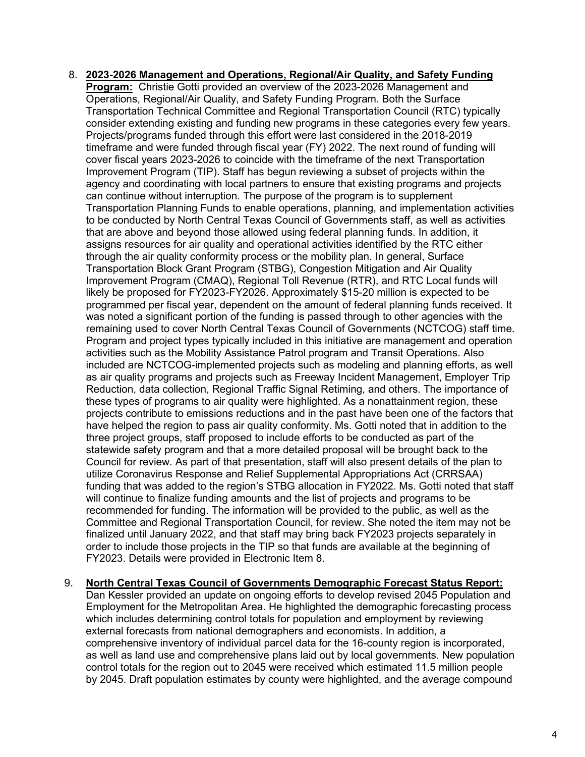8. **2023-2026 Management and Operations, Regional/Air Quality, and Safety Funding Program:** Christie Gotti provided an overview of the 2023-2026 Management and Operations, Regional/Air Quality, and Safety Funding Program. Both the Surface Transportation Technical Committee and Regional Transportation Council (RTC) typically consider extending existing and funding new programs in these categories every few years. Projects/programs funded through this effort were last considered in the 2018-2019 timeframe and were funded through fiscal year (FY) 2022. The next round of funding will cover fiscal years 2023-2026 to coincide with the timeframe of the next Transportation Improvement Program (TIP). Staff has begun reviewing a subset of projects within the agency and coordinating with local partners to ensure that existing programs and projects can continue without interruption. The purpose of the program is to supplement Transportation Planning Funds to enable operations, planning, and implementation activities to be conducted by North Central Texas Council of Governments staff, as well as activities that are above and beyond those allowed using federal planning funds. In addition, it assigns resources for air quality and operational activities identified by the RTC either through the air quality conformity process or the mobility plan. In general, Surface Transportation Block Grant Program (STBG), Congestion Mitigation and Air Quality Improvement Program (CMAQ), Regional Toll Revenue (RTR), and RTC Local funds will likely be proposed for FY2023-FY2026. Approximately $15-20 million is expected to be programmed per fiscal year, dependent on the amount of federal planning funds received. It was noted a significant portion of the funding is passed through to other agencies with the remaining used to cover North Central Texas Council of Governments (NCTCOG) staff time. Program and project types typically included in this initiative are management and operation activities such as the Mobility Assistance Patrol program and Transit Operations. Also included are NCTCOG-implemented projects such as modeling and planning efforts, as well as air quality programs and projects such as Freeway Incident Management, Employer Trip Reduction, data collection, Regional Traffic Signal Retiming, and others. The importance of these types of programs to air quality were highlighted. As a nonattainment region, these projects contribute to emissions reductions and in the past have been one of the factors that have helped the region to pass air quality conformity. Ms. Gotti noted that in addition to the three project groups, staff proposed to include efforts to be conducted as part of the statewide safety program and that a more detailed proposal will be brought back to the Council for review. As part of that presentation, staff will also present details of the plan to utilize Coronavirus Response and Relief Supplemental Appropriations Act (CRRSAA) funding that was added to the region's STBG allocation in FY2022. Ms. Gotti noted that staff will continue to finalize funding amounts and the list of projects and programs to be recommended for funding. The information will be provided to the public, as well as the Committee and Regional Transportation Council, for review. She noted the item may not be finalized until January 2022, and that staff may bring back FY2023 projects separately in order to include those projects in the TIP so that funds are available at the beginning of FY2023. Details were provided in Electronic Item 8.

9. **North Central Texas Council of Governments Demographic Forecast Status Report:** Dan Kessler provided an update on ongoing efforts to develop revised 2045 Population and Employment for the Metropolitan Area. He highlighted the demographic forecasting process which includes determining control totals for population and employment by reviewing external forecasts from national demographers and economists. In addition, a comprehensive inventory of individual parcel data for the 16-county region is incorporated, as well as land use and comprehensive plans laid out by local governments. New population control totals for the region out to 2045 were received which estimated 11.5 million people by 2045. Draft population estimates by county were highlighted, and the average compound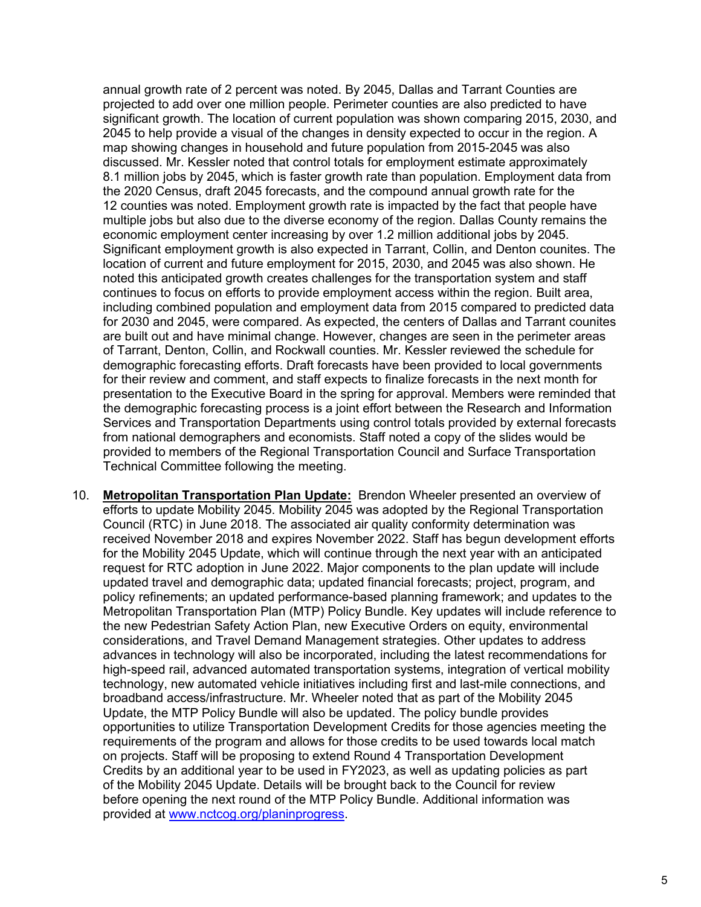annual growth rate of 2 percent was noted. By 2045, Dallas and Tarrant Counties are projected to add over one million people. Perimeter counties are also predicted to have significant growth. The location of current population was shown comparing 2015, 2030, and 2045 to help provide a visual of the changes in density expected to occur in the region. A map showing changes in household and future population from 2015-2045 was also discussed. Mr. Kessler noted that control totals for employment estimate approximately 8.1 million jobs by 2045, which is faster growth rate than population. Employment data from the 2020 Census, draft 2045 forecasts, and the compound annual growth rate for the 12 counties was noted. Employment growth rate is impacted by the fact that people have multiple jobs but also due to the diverse economy of the region. Dallas County remains the economic employment center increasing by over 1.2 million additional jobs by 2045. Significant employment growth is also expected in Tarrant, Collin, and Denton counites. The location of current and future employment for 2015, 2030, and 2045 was also shown. He noted this anticipated growth creates challenges for the transportation system and staff continues to focus on efforts to provide employment access within the region. Built area, including combined population and employment data from 2015 compared to predicted data for 2030 and 2045, were compared. As expected, the centers of Dallas and Tarrant counites are built out and have minimal change. However, changes are seen in the perimeter areas of Tarrant, Denton, Collin, and Rockwall counties. Mr. Kessler reviewed the schedule for demographic forecasting efforts. Draft forecasts have been provided to local governments for their review and comment, and staff expects to finalize forecasts in the next month for presentation to the Executive Board in the spring for approval. Members were reminded that the demographic forecasting process is a joint effort between the Research and Information Services and Transportation Departments using control totals provided by external forecasts from national demographers and economists. Staff noted a copy of the slides would be provided to members of the Regional Transportation Council and Surface Transportation Technical Committee following the meeting.

10. **Metropolitan Transportation Plan Update:** Brendon Wheeler presented an overview of efforts to update Mobility 2045. Mobility 2045 was adopted by the Regional Transportation Council (RTC) in June 2018. The associated air quality conformity determination was received November 2018 and expires November 2022. Staff has begun development efforts for the Mobility 2045 Update, which will continue through the next year with an anticipated request for RTC adoption in June 2022. Major components to the plan update will include updated travel and demographic data; updated financial forecasts; project, program, and policy refinements; an updated performance-based planning framework; and updates to the Metropolitan Transportation Plan (MTP) Policy Bundle. Key updates will include reference to the new Pedestrian Safety Action Plan, new Executive Orders on equity, environmental considerations, and Travel Demand Management strategies. Other updates to address advances in technology will also be incorporated, including the latest recommendations for high-speed rail, advanced automated transportation systems, integration of vertical mobility technology, new automated vehicle initiatives including first and last-mile connections, and broadband access/infrastructure. Mr. Wheeler noted that as part of the Mobility 2045 Update, the MTP Policy Bundle will also be updated. The policy bundle provides opportunities to utilize Transportation Development Credits for those agencies meeting the requirements of the program and allows for those credits to be used towards local match on projects. Staff will be proposing to extend Round 4 Transportation Development Credits by an additional year to be used in FY2023, as well as updating policies as part of the Mobility 2045 Update. Details will be brought back to the Council for review before opening the next round of the MTP Policy Bundle. Additional information was provided at www.nctcog.org/planinprogress.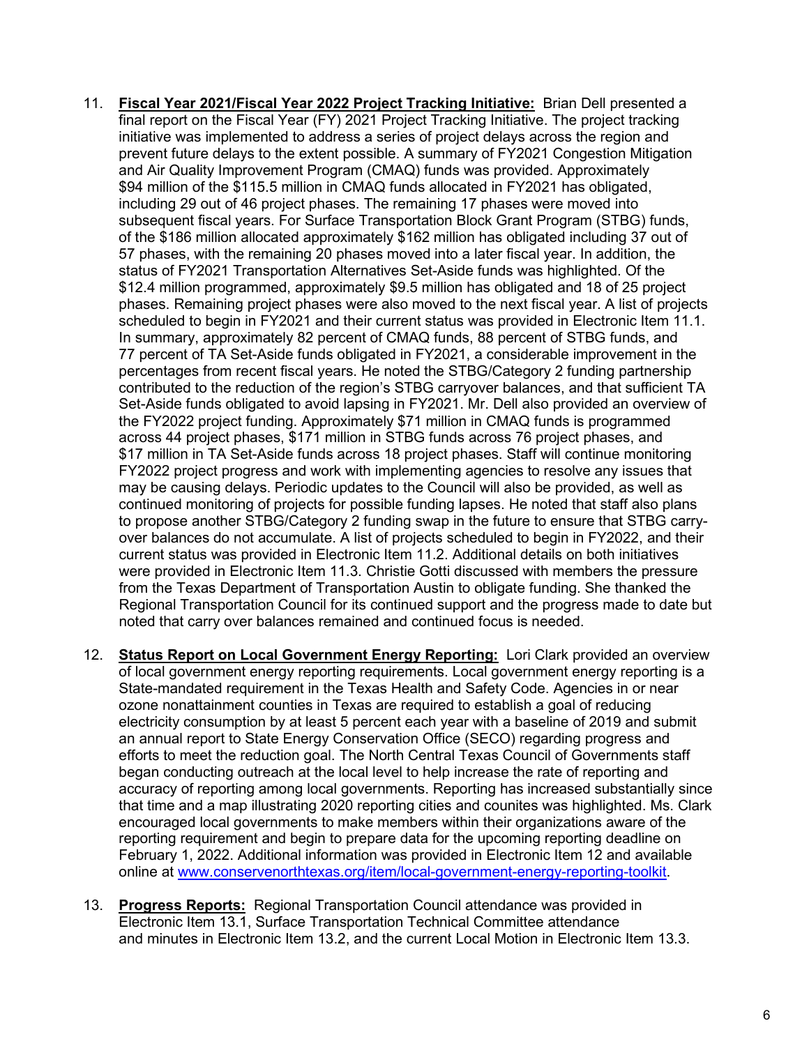11. **Fiscal Year 2021/Fiscal Year 2022 Project Tracking Initiative:** Brian Dell presented a final report on the Fiscal Year (FY) 2021 Project Tracking Initiative. The project tracking initiative was implemented to address a series of project delays across the region and prevent future delays to the extent possible. A summary of FY2021 Congestion Mitigation and Air Quality Improvement Program (CMAQ) funds was provided. Approximately $94 million of the $115.5 million in CMAQ funds allocated in FY2021 has obligated, including 29 out of 46 project phases. The remaining 17 phases were moved into subsequent fiscal years. For Surface Transportation Block Grant Program (STBG) funds, of the $186 million allocated approximately $162 million has obligated including 37 out of 57 phases, with the remaining 20 phases moved into a later fiscal year. In addition, the status of FY2021 Transportation Alternatives Set-Aside funds was highlighted. Of the $12.4 million programmed, approximately $9.5 million has obligated and 18 of 25 project phases. Remaining project phases were also moved to the next fiscal year. A list of projects scheduled to begin in FY2021 and their current status was provided in Electronic Item 11.1. In summary, approximately 82 percent of CMAQ funds, 88 percent of STBG funds, and 77 percent of TA Set-Aside funds obligated in FY2021, a considerable improvement in the percentages from recent fiscal years. He noted the STBG/Category 2 funding partnership contributed to the reduction of the region's STBG carryover balances, and that sufficient TA Set-Aside funds obligated to avoid lapsing in FY2021. Mr. Dell also provided an overview of the FY2022 project funding. Approximately $71 million in CMAQ funds is programmed across 44 project phases, $171 million in STBG funds across 76 project phases, and $17 million in TA Set-Aside funds across 18 project phases. Staff will continue monitoring FY2022 project progress and work with implementing agencies to resolve any issues that may be causing delays. Periodic updates to the Council will also be provided, as well as continued monitoring of projects for possible funding lapses. He noted that staff also plans to propose another STBG/Category 2 funding swap in the future to ensure that STBG carry-over balances do not accumulate. A list of projects scheduled to begin in FY2022, and their current status was provided in Electronic Item 11.2. Additional details on both initiatives were provided in Electronic Item 11.3. Christie Gotti discussed with members the pressure from the Texas Department of Transportation Austin to obligate funding. She thanked the Regional Transportation Council for its continued support and the progress made to date but noted that carry over balances remained and continued focus is needed.

12. **Status Report on Local Government Energy Reporting:** Lori Clark provided an overview of local government energy reporting requirements. Local government energy reporting is a State-mandated requirement in the Texas Health and Safety Code. Agencies in or near ozone nonattainment counties in Texas are required to establish a goal of reducing electricity consumption by at least 5 percent each year with a baseline of 2019 and submit an annual report to State Energy Conservation Office (SECO) regarding progress and efforts to meet the reduction goal. The North Central Texas Council of Governments staff began conducting outreach at the local level to help increase the rate of reporting and accuracy of reporting among local governments. Reporting has increased substantially since that time and a map illustrating 2020 reporting cities and counites was highlighted. Ms. Clark encouraged local governments to make members within their organizations aware of the reporting requirement and begin to prepare data for the upcoming reporting deadline on February 1, 2022. Additional information was provided in Electronic Item 12 and available online at www.conservenorthtexas.org/item/local-government-energy-reporting-toolkit.

13. **Progress Reports:** Regional Transportation Council attendance was provided in Electronic Item 13.1, Surface Transportation Technical Committee attendance and minutes in Electronic Item 13.2, and the current Local Motion in Electronic Item 13.3.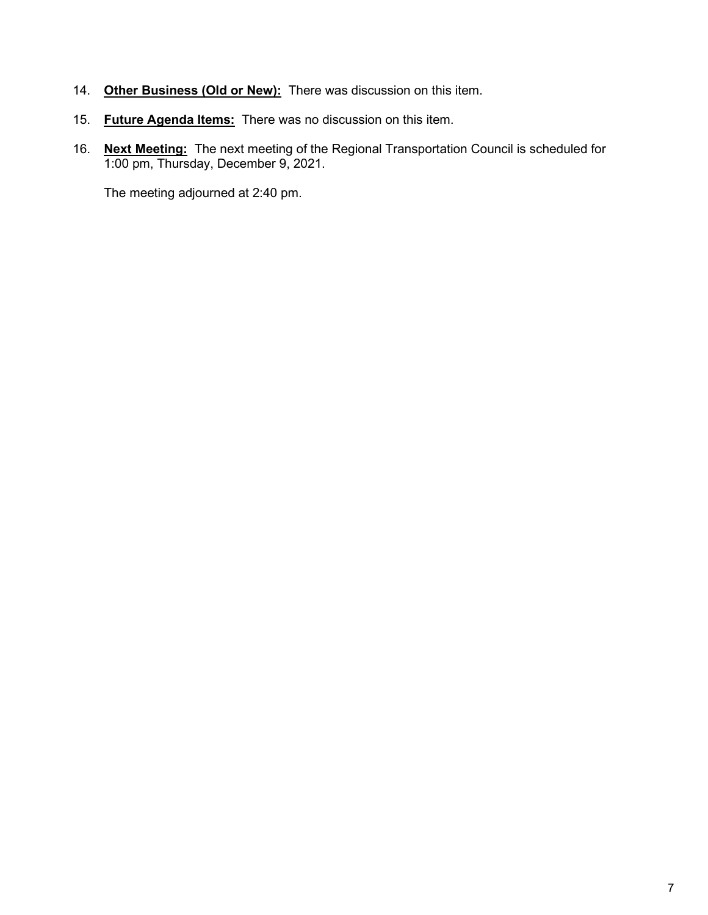14. **Other Business (Old or New):** There was discussion on this item.

15. **Future Agenda Items:** There was no discussion on this item.

16. **Next Meeting:** The next meeting of the Regional Transportation Council is scheduled for 1:00 pm, Thursday, December 9, 2021.

    The meeting adjourned at 2:40 pm.